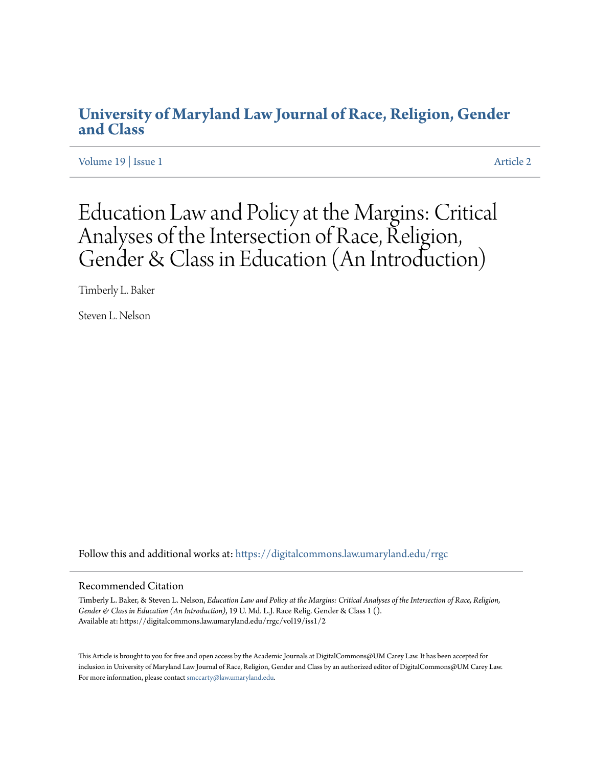# University of Maryland Law Journal of Race, Religion, Gender and Class

Volume 19 | Issue 1 Article 2

# Education Law and Policy at the Margins: Critical Analyses of the Intersection of Race, Religion, Gender & Class in Education (An Introduction)

Timberly L. Baker

Steven L. Nelson

Follow this and additional works at: https://digitalcommons.law.umaryland.edu/rrgc

## Recommended Citation

Timberly L. Baker, & Steven L. Nelson, *Education Law and Policy at the Margins: Critical Analyses of the Intersection of Race, Religion, Gender & Class in Education (An Introduction)*, 19 U. Md. L.J. Race Relig. Gender & Class 1 ().
Available at: https://digitalcommons.law.umaryland.edu/rrgc/vol19/iss1/2

This Article is brought to you for free and open access by the Academic Journals at DigitalCommons@UM Carey Law. It has been accepted for inclusion in University of Maryland Law Journal of Race, Religion, Gender and Class by an authorized editor of DigitalCommons@UM Carey Law. For more information, please contact smccarty@law.umaryland.edu.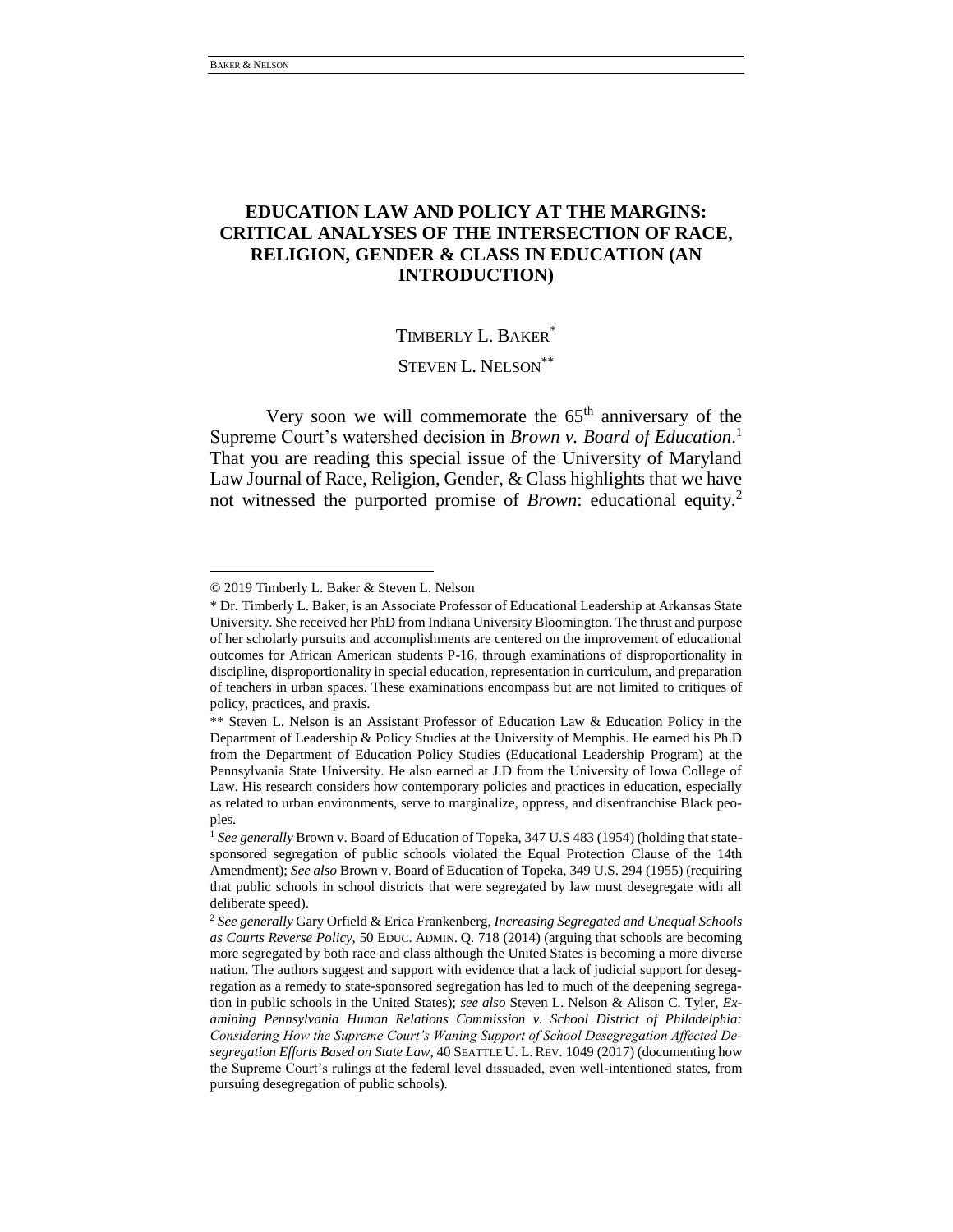# EDUCATION LAW AND POLICY AT THE MARGINS: CRITICAL ANALYSES OF THE INTERSECTION OF RACE, RELIGION, GENDER & CLASS IN EDUCATION (AN INTRODUCTION)

TIMBERLY L. BAKER*

STEVEN L. NELSON**

Very soon we will commemorate the 65th anniversary of the Supreme Court's watershed decision in *Brown v. Board of Education*.[1] That you are reading this special issue of the University of Maryland Law Journal of Race, Religion, Gender, & Class highlights that we have not witnessed the purported promise of *Brown*: educational equity.[2]

---

© 2019 Timberly L. Baker & Steven L. Nelson

\* Dr. Timberly L. Baker, is an Associate Professor of Educational Leadership at Arkansas State University. She received her PhD from Indiana University Bloomington. The thrust and purpose of her scholarly pursuits and accomplishments are centered on the improvement of educational outcomes for African American students P-16, through examinations of disproportionality in discipline, disproportionality in special education, representation in curriculum, and preparation of teachers in urban spaces. These examinations encompass but are not limited to critiques of policy, practices, and praxis.

\** Steven L. Nelson is an Assistant Professor of Education Law & Education Policy in the Department of Leadership & Policy Studies at the University of Memphis. He earned his Ph.D from the Department of Education Policy Studies (Educational Leadership Program) at the Pennsylvania State University. He also earned at J.D from the University of Iowa College of Law. His research considers how contemporary policies and practices in education, especially as related to urban environments, serve to marginalize, oppress, and disenfranchise Black peoples.

[1] *See generally* Brown v. Board of Education of Topeka, 347 U.S 483 (1954) (holding that state-sponsored segregation of public schools violated the Equal Protection Clause of the 14th Amendment); *See also* Brown v. Board of Education of Topeka, 349 U.S. 294 (1955) (requiring that public schools in school districts that were segregated by law must desegregate with all deliberate speed).

[2] *See generally* Gary Orfield & Erica Frankenberg, *Increasing Segregated and Unequal Schools as Courts Reverse Policy*, 50 EDUC. ADMIN. Q. 718 (2014) (arguing that schools are becoming more segregated by both race and class although the United States is becoming a more diverse nation. The authors suggest and support with evidence that a lack of judicial support for desegregation as a remedy to state-sponsored segregation has led to much of the deepening segregation in public schools in the United States); *see also* Steven L. Nelson & Alison C. Tyler, *Examining Pennsylvania Human Relations Commission v. School District of Philadelphia: Considering How the Supreme Court's Waning Support of School Desegregation Affected Desegregation Efforts Based on State Law*, 40 SEATTLE U. L. REV. 1049 (2017) (documenting how the Supreme Court's rulings at the federal level dissuaded, even well-intentioned states, from pursuing desegregation of public schools).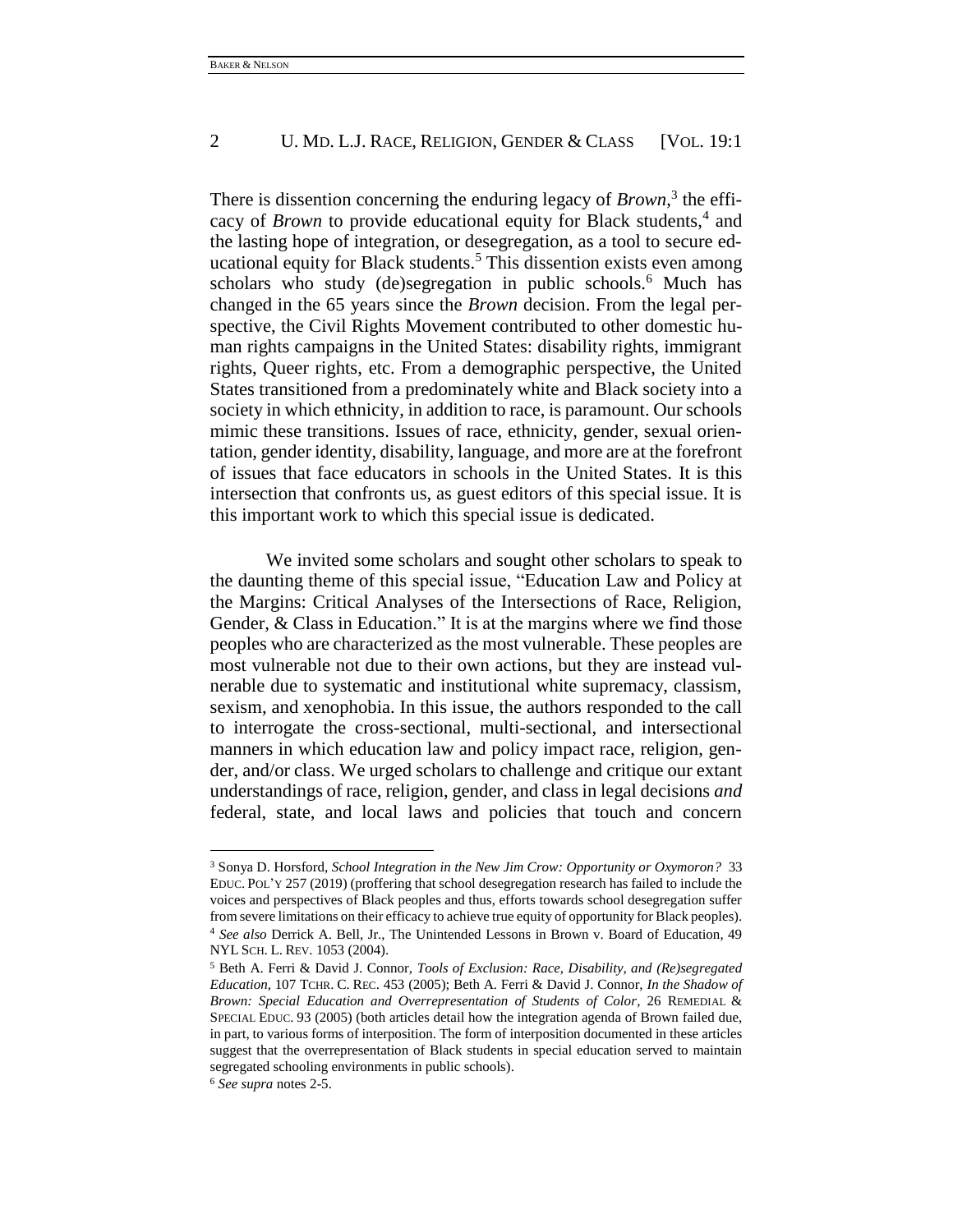There is dissention concerning the enduring legacy of *Brown*,[3] the efficacy of *Brown* to provide educational equity for Black students,[4] and the lasting hope of integration, or desegregation, as a tool to secure educational equity for Black students.[5] This dissention exists even among scholars who study (de)segregation in public schools.[6] Much has changed in the 65 years since the *Brown* decision. From the legal perspective, the Civil Rights Movement contributed to other domestic human rights campaigns in the United States: disability rights, immigrant rights, Queer rights, etc. From a demographic perspective, the United States transitioned from a predominately white and Black society into a society in which ethnicity, in addition to race, is paramount. Our schools mimic these transitions. Issues of race, ethnicity, gender, sexual orientation, gender identity, disability, language, and more are at the forefront of issues that face educators in schools in the United States. It is this intersection that confronts us, as guest editors of this special issue. It is this important work to which this special issue is dedicated.

We invited some scholars and sought other scholars to speak to the daunting theme of this special issue, "Education Law and Policy at the Margins: Critical Analyses of the Intersections of Race, Religion, Gender, & Class in Education." It is at the margins where we find those peoples who are characterized as the most vulnerable. These peoples are most vulnerable not due to their own actions, but they are instead vulnerable due to systematic and institutional white supremacy, classism, sexism, and xenophobia. In this issue, the authors responded to the call to interrogate the cross-sectional, multi-sectional, and intersectional manners in which education law and policy impact race, religion, gender, and/or class. We urged scholars to challenge and critique our extant understandings of race, religion, gender, and class in legal decisions *and* federal, state, and local laws and policies that touch and concern

---

[3] Sonya D. Horsford, *School Integration in the New Jim Crow: Opportunity or Oxymoron?* 33 EDUC. POL'Y 257 (2019) (proffering that school desegregation research has failed to include the voices and perspectives of Black peoples and thus, efforts towards school desegregation suffer from severe limitations on their efficacy to achieve true equity of opportunity for Black peoples).

[4] *See also* Derrick A. Bell, Jr., The Unintended Lessons in Brown v. Board of Education, 49 NYL SCH. L. REV. 1053 (2004).

[5] Beth A. Ferri & David J. Connor, *Tools of Exclusion: Race, Disability, and (Re)segregated Education*, 107 TCHR. C. REC. 453 (2005); Beth A. Ferri & David J. Connor, *In the Shadow of Brown: Special Education and Overrepresentation of Students of Color*, 26 REMEDIAL & SPECIAL EDUC. 93 (2005) (both articles detail how the integration agenda of Brown failed due, in part, to various forms of interposition. The form of interposition documented in these articles suggest that the overrepresentation of Black students in special education served to maintain segregated schooling environments in public schools).

[6] *See supra* notes 2-5.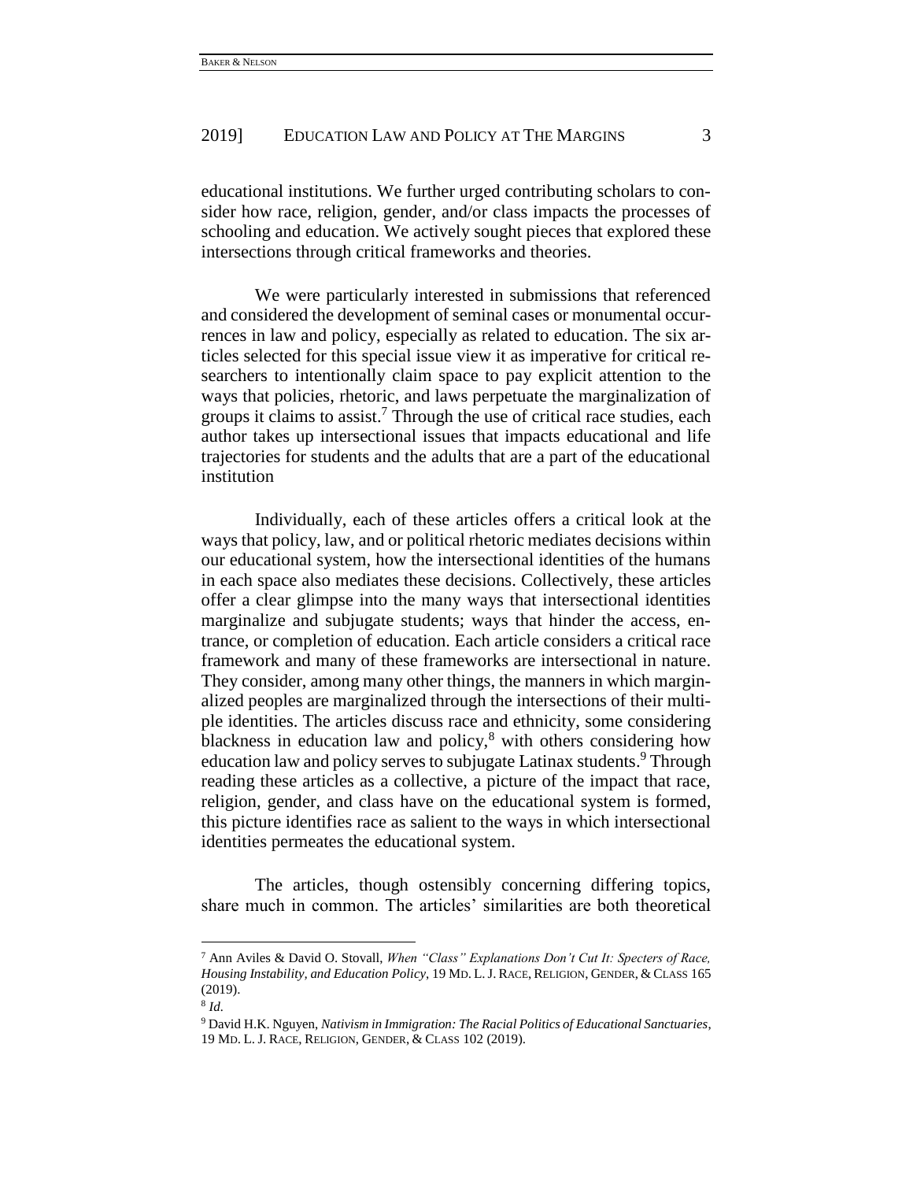educational institutions. We further urged contributing scholars to consider how race, religion, gender, and/or class impacts the processes of schooling and education. We actively sought pieces that explored these intersections through critical frameworks and theories.

We were particularly interested in submissions that referenced and considered the development of seminal cases or monumental occurrences in law and policy, especially as related to education. The six articles selected for this special issue view it as imperative for critical researchers to intentionally claim space to pay explicit attention to the ways that policies, rhetoric, and laws perpetuate the marginalization of groups it claims to assist.[7] Through the use of critical race studies, each author takes up intersectional issues that impacts educational and life trajectories for students and the adults that are a part of the educational institution

Individually, each of these articles offers a critical look at the ways that policy, law, and or political rhetoric mediates decisions within our educational system, how the intersectional identities of the humans in each space also mediates these decisions. Collectively, these articles offer a clear glimpse into the many ways that intersectional identities marginalize and subjugate students; ways that hinder the access, entrance, or completion of education. Each article considers a critical race framework and many of these frameworks are intersectional in nature. They consider, among many other things, the manners in which marginalized peoples are marginalized through the intersections of their multiple identities. The articles discuss race and ethnicity, some considering blackness in education law and policy,[8] with others considering how education law and policy serves to subjugate Latinax students.[9] Through reading these articles as a collective, a picture of the impact that race, religion, gender, and class have on the educational system is formed, this picture identifies race as salient to the ways in which intersectional identities permeates the educational system.

The articles, though ostensibly concerning differing topics, share much in common. The articles' similarities are both theoretical

---

[7] Ann Aviles & David O. Stovall, *When "Class" Explanations Don't Cut It: Specters of Race, Housing Instability, and Education Policy*, 19 MD. L. J. RACE, RELIGION, GENDER, & CLASS 165 (2019).

[8] *Id.*

[9] David H.K. Nguyen, *Nativism in Immigration: The Racial Politics of Educational Sanctuaries*, 19 MD. L. J. RACE, RELIGION, GENDER, & CLASS 102 (2019).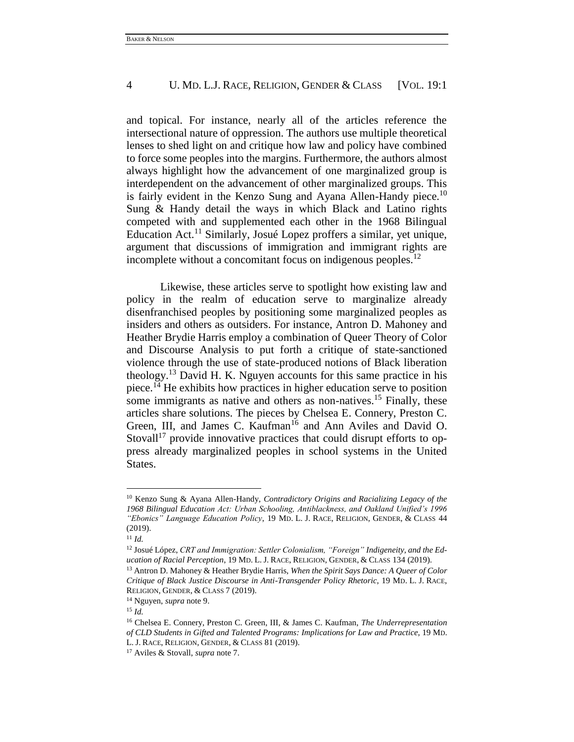and topical. For instance, nearly all of the articles reference the intersectional nature of oppression. The authors use multiple theoretical lenses to shed light on and critique how law and policy have combined to force some peoples into the margins. Furthermore, the authors almost always highlight how the advancement of one marginalized group is interdependent on the advancement of other marginalized groups. This is fairly evident in the Kenzo Sung and Ayana Allen-Handy piece.[10] Sung & Handy detail the ways in which Black and Latino rights competed with and supplemented each other in the 1968 Bilingual Education Act.[11] Similarly, Josué Lopez proffers a similar, yet unique, argument that discussions of immigration and immigrant rights are incomplete without a concomitant focus on indigenous peoples.[12]

Likewise, these articles serve to spotlight how existing law and policy in the realm of education serve to marginalize already disenfranchised peoples by positioning some marginalized peoples as insiders and others as outsiders. For instance, Antron D. Mahoney and Heather Brydie Harris employ a combination of Queer Theory of Color and Discourse Analysis to put forth a critique of state-sanctioned violence through the use of state-produced notions of Black liberation theology.[13] David H. K. Nguyen accounts for this same practice in his piece.[14] He exhibits how practices in higher education serve to position some immigrants as native and others as non-natives.[15] Finally, these articles share solutions. The pieces by Chelsea E. Connery, Preston C. Green, III, and James C. Kaufman[16] and Ann Aviles and David O. Stovall[17] provide innovative practices that could disrupt efforts to oppress already marginalized peoples in school systems in the United States.

---

[10] Kenzo Sung & Ayana Allen-Handy, *Contradictory Origins and Racializing Legacy of the 1968 Bilingual Education Act: Urban Schooling, Antiblackness, and Oakland Unified's 1996 "Ebonics" Language Education Policy*, 19 MD. L. J. RACE, RELIGION, GENDER, & CLASS 44 (2019).

[11] *Id.*

[12] Josué López, *CRT and Immigration: Settler Colonialism, "Foreign" Indigeneity, and the Education of Racial Perception*, 19 MD. L. J. RACE, RELIGION, GENDER, & CLASS 134 (2019).

[13] Antron D. Mahoney & Heather Brydie Harris, *When the Spirit Says Dance: A Queer of Color Critique of Black Justice Discourse in Anti-Transgender Policy Rhetoric*, 19 MD. L. J. RACE, RELIGION, GENDER, & CLASS 7 (2019).

[14] Nguyen, *supra* note 9.

[15] *Id.*

[16] Chelsea E. Connery, Preston C. Green, III, & James C. Kaufman, *The Underrepresentation of CLD Students in Gifted and Talented Programs: Implications for Law and Practice*, 19 MD. L. J. RACE, RELIGION, GENDER, & CLASS 81 (2019).

[17] Aviles & Stovall, *supra* note 7.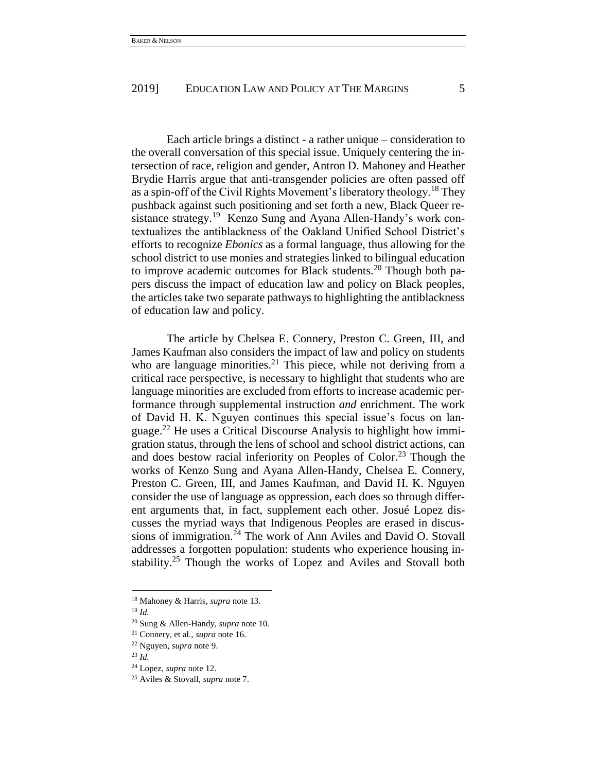Each article brings a distinct - a rather unique – consideration to the overall conversation of this special issue. Uniquely centering the intersection of race, religion and gender, Antron D. Mahoney and Heather Brydie Harris argue that anti-transgender policies are often passed off as a spin-off of the Civil Rights Movement's liberatory theology.[18] They pushback against such positioning and set forth a new, Black Queer resistance strategy.[19] Kenzo Sung and Ayana Allen-Handy's work contextualizes the antiblackness of the Oakland Unified School District's efforts to recognize *Ebonics* as a formal language, thus allowing for the school district to use monies and strategies linked to bilingual education to improve academic outcomes for Black students.[20] Though both papers discuss the impact of education law and policy on Black peoples, the articles take two separate pathways to highlighting the antiblackness of education law and policy.

The article by Chelsea E. Connery, Preston C. Green, III, and James Kaufman also considers the impact of law and policy on students who are language minorities.[21] This piece, while not deriving from a critical race perspective, is necessary to highlight that students who are language minorities are excluded from efforts to increase academic performance through supplemental instruction *and* enrichment. The work of David H. K. Nguyen continues this special issue's focus on language.[22] He uses a Critical Discourse Analysis to highlight how immigration status, through the lens of school and school district actions, can and does bestow racial inferiority on Peoples of Color.[23] Though the works of Kenzo Sung and Ayana Allen-Handy, Chelsea E. Connery, Preston C. Green, III, and James Kaufman, and David H. K. Nguyen consider the use of language as oppression, each does so through different arguments that, in fact, supplement each other. Josué Lopez discusses the myriad ways that Indigenous Peoples are erased in discussions of immigration.[24] The work of Ann Aviles and David O. Stovall addresses a forgotten population: students who experience housing instability.[25] Though the works of Lopez and Aviles and Stovall both

---

[18] Mahoney & Harris, *supra* note 13.

[19] *Id.*

[20] Sung & Allen-Handy, *supra* note 10.

[21] Connery, et al., *supra* note 16.

[22] Nguyen, *supra* note 9.

[23] *Id.*

[24] Lopez, *supra* note 12.

[25] Aviles & Stovall, *supra* note 7.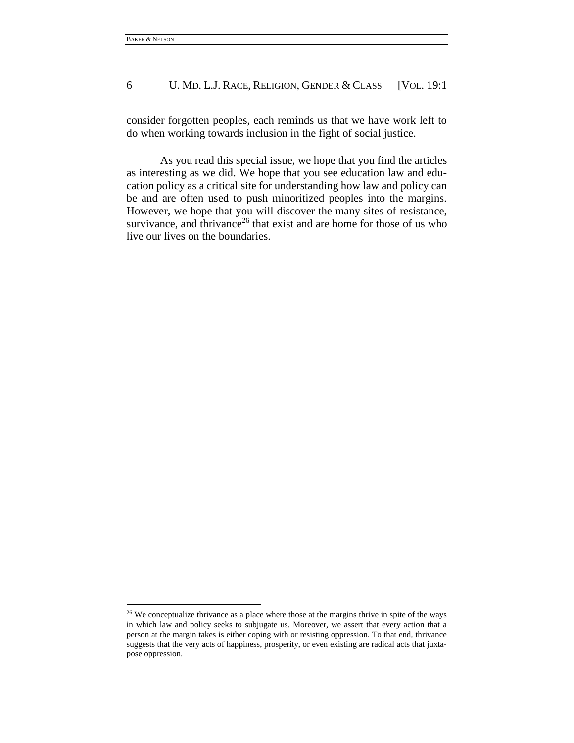consider forgotten peoples, each reminds us that we have work left to do when working towards inclusion in the fight of social justice.

As you read this special issue, we hope that you find the articles as interesting as we did. We hope that you see education law and education policy as a critical site for understanding how law and policy can be and are often used to push minoritized peoples into the margins. However, we hope that you will discover the many sites of resistance, survivance, and thrivance[26] that exist and are home for those of us who live our lives on the boundaries.

---

[26] We conceptualize thrivance as a place where those at the margins thrive in spite of the ways in which law and policy seeks to subjugate us. Moreover, we assert that every action that a person at the margin takes is either coping with or resisting oppression. To that end, thrivance suggests that the very acts of happiness, prosperity, or even existing are radical acts that juxtapose oppression.